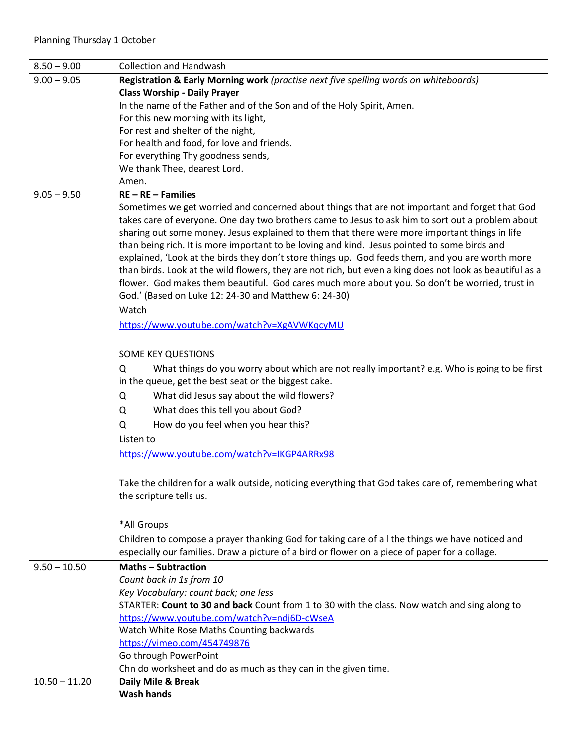Planning Thursday 1 October

| | |
|---|---|
| 8.50 – 9.00 | Collection and Handwash |
| 9.00 – 9.05 | **Registration & Early Morning work** *(practise next five spelling words on whiteboards)*<br>**Class Worship - Daily Prayer**<br>In the name of the Father and of the Son and of the Holy Spirit, Amen.<br>For this new morning with its light,<br>For rest and shelter of the night,<br>For health and food, for love and friends.<br>For everything Thy goodness sends,<br>We thank Thee, dearest Lord.<br>Amen. |
| 9.05 – 9.50 | **RE – RE – Families**<br>Sometimes we get worried and concerned about things that are not important and forget that God takes care of everyone. One day two brothers came to Jesus to ask him to sort out a problem about sharing out some money. Jesus explained to them that there were more important things in life than being rich. It is more important to be loving and kind. Jesus pointed to some birds and explained, 'Look at the birds they don't store things up. God feeds them, and you are worth more than birds. Look at the wild flowers, they are not rich, but even a king does not look as beautiful as a flower. God makes them beautiful. God cares much more about you. So don't be worried, trust in God.' (Based on Luke 12: 24-30 and Matthew 6: 24-30)<br>Watch<br>https://www.youtube.com/watch?v=XgAVWKqcyMU<br><br>SOME KEY QUESTIONS<br>Q What things do you worry about which are not really important? e.g. Who is going to be first in the queue, get the best seat or the biggest cake.<br>Q What did Jesus say about the wild flowers?<br>Q What does this tell you about God?<br>Q How do you feel when you hear this?<br>Listen to<br>https://www.youtube.com/watch?v=IKGP4ARRx98<br><br>Take the children for a walk outside, noticing everything that God takes care of, remembering what the scripture tells us.<br><br>*All Groups<br>Children to compose a prayer thanking God for taking care of all the things we have noticed and especially our families. Draw a picture of a bird or flower on a piece of paper for a collage. |
| 9.50 – 10.50 | **Maths – Subtraction**<br>*Count back in 1s from 10*<br>*Key Vocabulary: count back; one less*<br>STARTER: **Count to 30 and back** Count from 1 to 30 with the class. Now watch and sing along to<br>https://www.youtube.com/watch?v=ndj6D-cWseA<br>Watch White Rose Maths Counting backwards<br>https://vimeo.com/454749876<br>Go through PowerPoint<br>Chn do worksheet and do as much as they can in the given time. |
| 10.50 – 11.20 | **Daily Mile & Break**<br>**Wash hands** |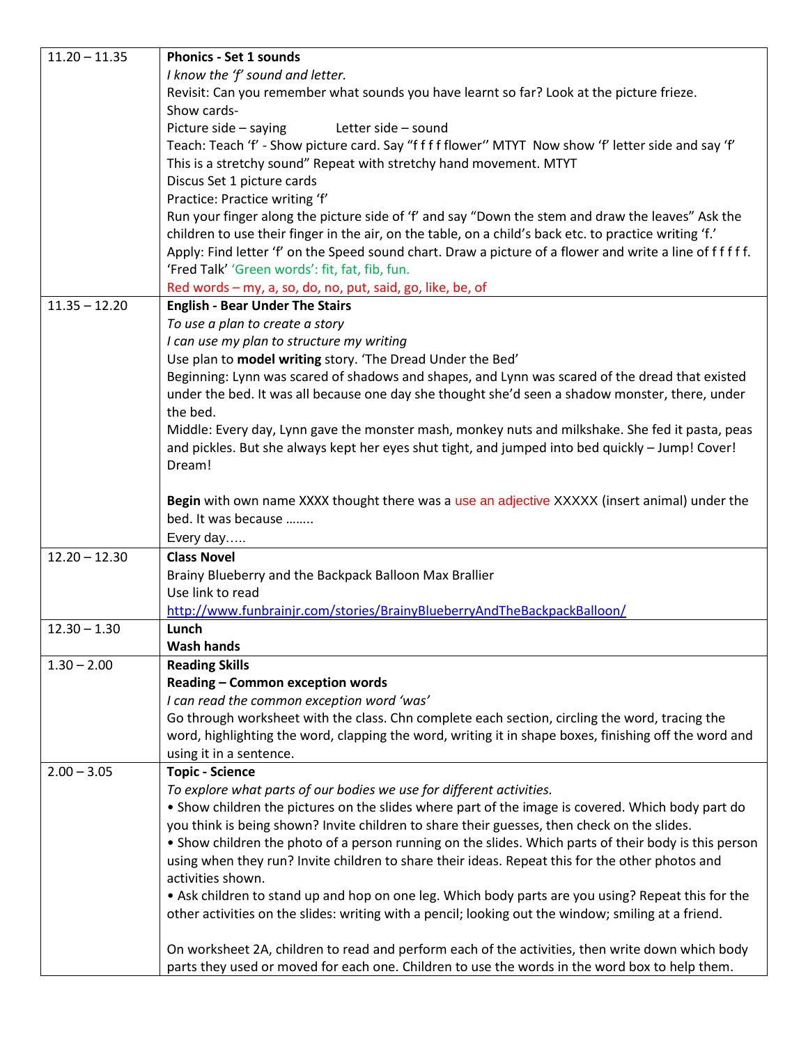| | |
|---|---|
| 11.20 – 11.35 | **Phonics - Set 1 sounds**<br>*I know the 'f' sound and letter.*<br>Revisit: Can you remember what sounds you have learnt so far? Look at the picture frieze.<br>Show cards-<br>Picture side – saying Letter side – sound<br>Teach: Teach 'f' - Show picture card. Say "f f f f flower" MTYT Now show 'f' letter side and say 'f' This is a stretchy sound" Repeat with stretchy hand movement. MTYT<br>Discus Set 1 picture cards<br>Practice: Practice writing 'f'<br>Run your finger along the picture side of 'f' and say "Down the stem and draw the leaves" Ask the children to use their finger in the air, on the table, on a child's back etc. to practice writing 'f.'<br>Apply: Find letter 'f' on the Speed sound chart. Draw a picture of a flower and write a line of f f f f f.<br>'Fred Talk' 'Green words': fit, fat, fib, fun.<br>Red words – my, a, so, do, no, put, said, go, like, be, of |
| 11.35 – 12.20 | **English - Bear Under The Stairs**<br>*To use a plan to create a story*<br>*I can use my plan to structure my writing*<br>Use plan to **model writing** story. 'The Dread Under the Bed'<br>Beginning: Lynn was scared of shadows and shapes, and Lynn was scared of the dread that existed under the bed. It was all because one day she thought she'd seen a shadow monster, there, under the bed.<br>Middle: Every day, Lynn gave the monster mash, monkey nuts and milkshake. She fed it pasta, peas and pickles. But she always kept her eyes shut tight, and jumped into bed quickly – Jump! Cover! Dream!<br><br>**Begin** with own name XXXX thought there was a use an adjective XXXXX (insert animal) under the bed. It was because ……..<br>Every day….. |
| 12.20 – 12.30 | **Class Novel**<br>Brainy Blueberry and the Backpack Balloon Max Brallier<br>Use link to read<br>http://www.funbrainjr.com/stories/BrainyBlueberryAndTheBackpackBalloon/ |
| 12.30 – 1.30 | **Lunch**<br>**Wash hands** |
| 1.30 – 2.00 | **Reading Skills**<br>**Reading – Common exception words**<br>*I can read the common exception word 'was'*<br>Go through worksheet with the class. Chn complete each section, circling the word, tracing the word, highlighting the word, clapping the word, writing it in shape boxes, finishing off the word and using it in a sentence. |
| 2.00 – 3.05 | **Topic - Science**<br>*To explore what parts of our bodies we use for different activities.*<br>• Show children the pictures on the slides where part of the image is covered. Which body part do you think is being shown? Invite children to share their guesses, then check on the slides.<br>• Show children the photo of a person running on the slides. Which parts of their body is this person using when they run? Invite children to share their ideas. Repeat this for the other photos and activities shown.<br>• Ask children to stand up and hop on one leg. Which body parts are you using? Repeat this for the other activities on the slides: writing with a pencil; looking out the window; smiling at a friend.<br><br>On worksheet 2A, children to read and perform each of the activities, then write down which body parts they used or moved for each one. Children to use the words in the word box to help them. |